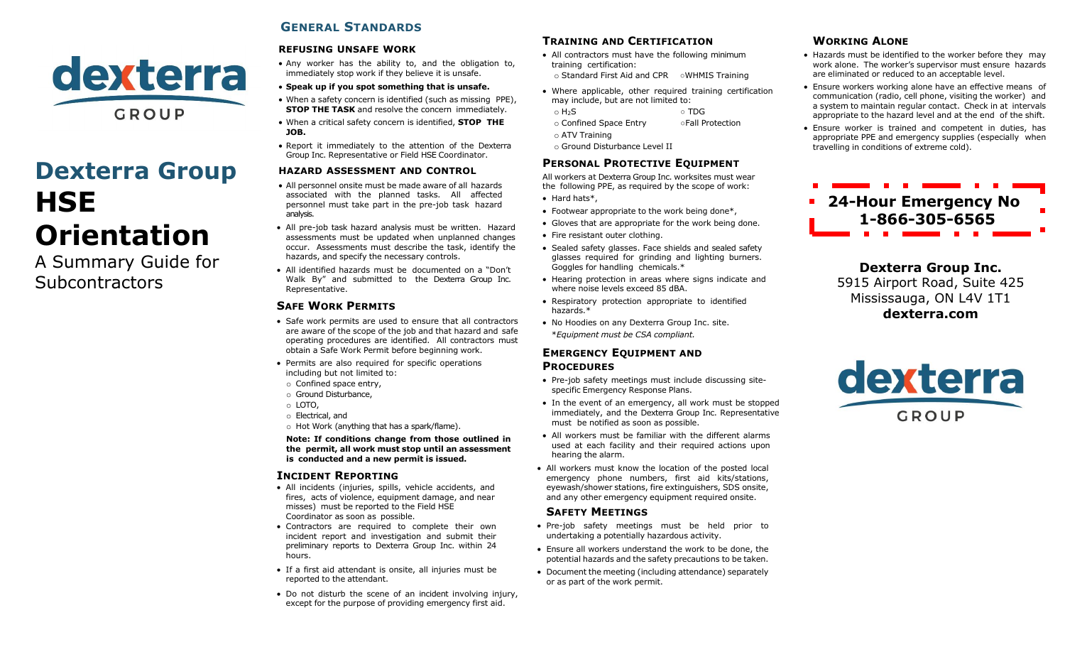# Dexterra Group HSE Orientation

A Summary Guide for Subcontractors

## General Standards

### Refusing Unsafe Work

- Any worker has the ability to, and the obligation to, immediately stop work if they believe it is unsafe.
- **Speak up if you spot something that is unsafe.**
- When a safety concern is identified (such as missing PPE), **STOP THE TASK** and resolve the concern immediately.
- When a critical safety concern is identified, **STOP THE JOB.**
- Report it immediately to the attention of the Dexterra Group Inc. Representative or Field HSE Coordinator.

### Hazard Assessment and Control

- All personnel onsite must be made aware of all hazards associated with the planned tasks. All affected personnel must take part in the pre-job task hazard analysis.
- All pre-job task hazard analysis must be written. Hazard assessments must be updated when unplanned changes occur. Assessments must describe the task, identify the hazards, and specify the necessary controls.
- All identified hazards must be documented on a "Don't Walk By" and submitted to the Dexterra Group Inc. Representative.

### Safe Work Permits

- Safe work permits are used to ensure that all contractors are aware of the scope of the job and that hazard and safe operating procedures are identified. All contractors must obtain a Safe Work Permit before beginning work.
- Permits are also required for specific operations including but not limited to:
  - Confined space entry,
  - Ground Disturbance,
  - LOTO,
  - Electrical, and
  - Hot Work (anything that has a spark/flame).

**Note: If conditions change from those outlined in the permit, all work must stop until an assessment is conducted and a new permit is issued.**

### Incident Reporting

- All incidents (injuries, spills, vehicle accidents, and fires, acts of violence, equipment damage, and near misses) must be reported to the Field HSE Coordinator as soon as possible.
- Contractors are required to complete their own incident report and investigation and submit their preliminary reports to Dexterra Group Inc. within 24 hours.
- If a first aid attendant is onsite, all injuries must be reported to the attendant.
- Do not disturb the scene of an incident involving injury, except for the purpose of providing emergency first aid.

### Training and Certification

- All contractors must have the following minimum training certification:
  - Standard First Aid and CPR
  - WHMIS Training
- Where applicable, other required training certification may include, but are not limited to:
  - $H_2S$
  - TDG
  - Confined Space Entry
  - Fall Protection
  - ATV Training
  - Ground Disturbance Level II

### Personal Protective Equipment

All workers at Dexterra Group Inc. worksites must wear the following PPE, as required by the scope of work:

- Hard hats*,
- Footwear appropriate to the work being done*,
- Gloves that are appropriate for the work being done.
- Fire resistant outer clothing.
- Sealed safety glasses. Face shields and sealed safety glasses required for grinding and lighting burners. Goggles for handling chemicals.*
- Hearing protection in areas where signs indicate and where noise levels exceed 85 dBA.
- Respiratory protection appropriate to identified hazards.*
- No Hoodies on any Dexterra Group Inc. site.

*\*Equipment must be CSA compliant.*

### Emergency Equipment and Procedures

- Pre-job safety meetings must include discussing site-specific Emergency Response Plans.
- In the event of an emergency, all work must be stopped immediately, and the Dexterra Group Inc. Representative must be notified as soon as possible.
- All workers must be familiar with the different alarms used at each facility and their required actions upon hearing the alarm.
- All workers must know the location of the posted local emergency phone numbers, first aid kits/stations, eyewash/shower stations, fire extinguishers, SDS onsite, and any other emergency equipment required onsite.

### Safety Meetings

- Pre-job safety meetings must be held prior to undertaking a potentially hazardous activity.
- Ensure all workers understand the work to be done, the potential hazards and the safety precautions to be taken.
- Document the meeting (including attendance) separately or as part of the work permit.

### Working Alone

- Hazards must be identified to the worker before they may work alone. The worker's supervisor must ensure hazards are eliminated or reduced to an acceptable level.
- Ensure workers working alone have an effective means of communication (radio, cell phone, visiting the worker) and a system to maintain regular contact. Check in at intervals appropriate to the hazard level and at the end of the shift.
- Ensure worker is trained and competent in duties, has appropriate PPE and emergency supplies (especially when travelling in conditions of extreme cold).

**24-Hour Emergency No 1-866-305-6565**

**Dexterra Group Inc.**
5915 Airport Road, Suite 425
Mississauga, ON L4V 1T1
**dexterra.com**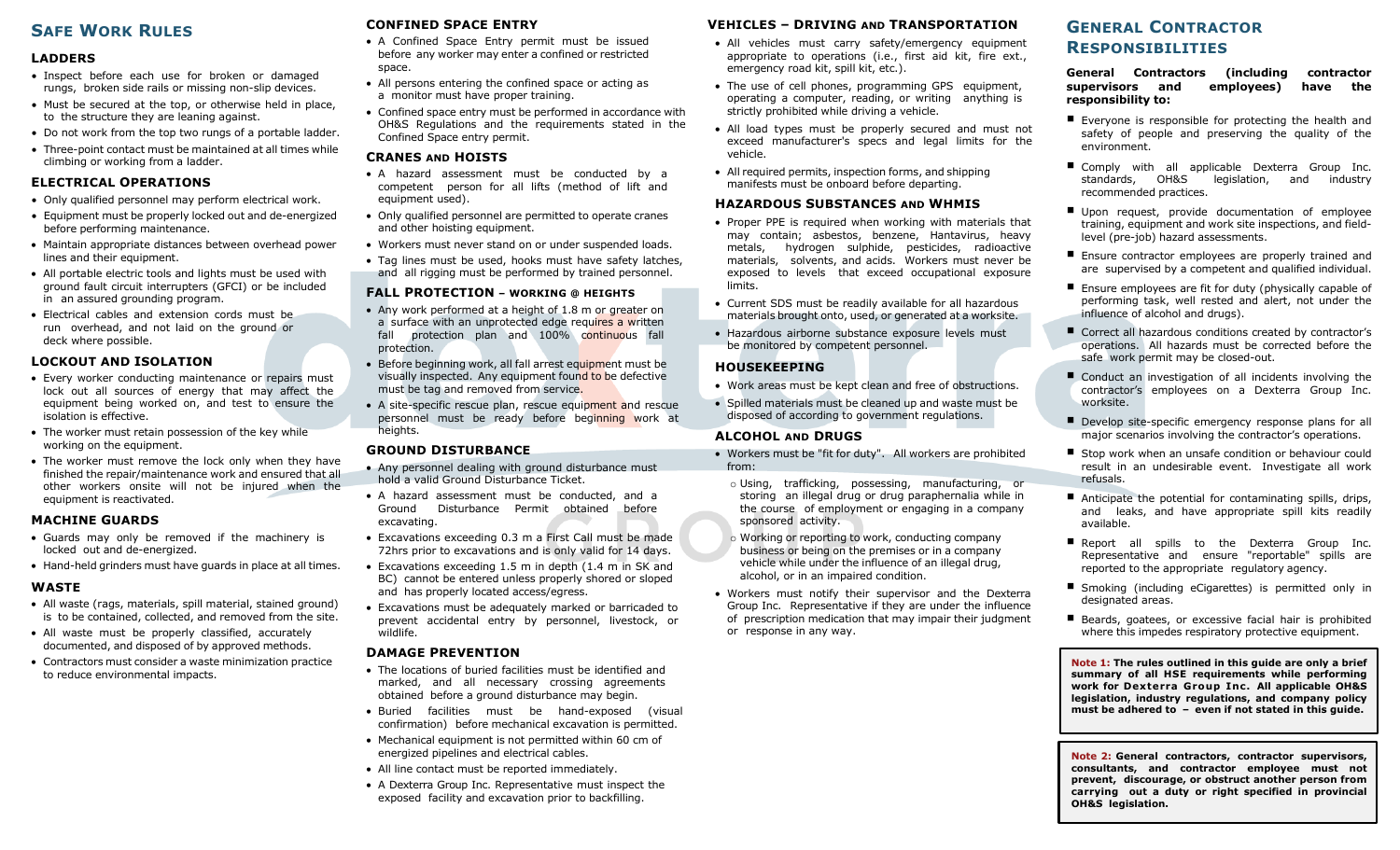# Safe Work Rules

### LADDERS

- Inspect before each use for broken or damaged rungs, broken side rails or missing non-slip devices.
- Must be secured at the top, or otherwise held in place, to the structure they are leaning against.
- Do not work from the top two rungs of a portable ladder.
- Three-point contact must be maintained at all times while climbing or working from a ladder.

### ELECTRICAL OPERATIONS

- Only qualified personnel may perform electrical work.
- Equipment must be properly locked out and de-energized before performing maintenance.
- Maintain appropriate distances between overhead power lines and their equipment.
- All portable electric tools and lights must be used with ground fault circuit interrupters (GFCI) or be included in an assured grounding program.
- Electrical cables and extension cords must be run overhead, and not laid on the ground or deck where possible.

### LOCKOUT AND ISOLATION

- Every worker conducting maintenance or repairs must lock out all sources of energy that may affect the equipment being worked on, and test to ensure the isolation is effective.
- The worker must retain possession of the key while working on the equipment.
- The worker must remove the lock only when they have finished the repair/maintenance work and ensured that all other workers onsite will not be injured when the equipment is reactivated.

### MACHINE GUARDS

- Guards may only be removed if the machinery is locked out and de-energized.
- Hand-held grinders must have guards in place at all times.

### WASTE

- All waste (rags, materials, spill material, stained ground) is to be contained, collected, and removed from the site.
- All waste must be properly classified, accurately documented, and disposed of by approved methods.
- Contractors must consider a waste minimization practice to reduce environmental impacts.

### CONFINED SPACE ENTRY

- A Confined Space Entry permit must be issued before any worker may enter a confined or restricted space.
- All persons entering the confined space or acting as a monitor must have proper training.
- Confined space entry must be performed in accordance with OH&S Regulations and the requirements stated in the Confined Space entry permit.

### CRANES AND HOISTS

- A hazard assessment must be conducted by a competent person for all lifts (method of lift and equipment used).
- Only qualified personnel are permitted to operate cranes and other hoisting equipment.
- Workers must never stand on or under suspended loads.
- Tag lines must be used, hooks must have safety latches, and all rigging must be performed by trained personnel.

### FALL PROTECTION – WORKING @ HEIGHTS

- Any work performed at a height of 1.8 m or greater on a surface with an unprotected edge requires a written fall protection plan and 100% continuous fall protection.
- Before beginning work, all fall arrest equipment must be visually inspected. Any equipment found to be defective must be tag and removed from service.
- A site-specific rescue plan, rescue equipment and rescue personnel must be ready before beginning work at heights.

### GROUND DISTURBANCE

- Any personnel dealing with ground disturbance must hold a valid Ground Disturbance Ticket.
- A hazard assessment must be conducted, and a Ground Disturbance Permit obtained before excavating.
- Excavations exceeding 0.3 m a First Call must be made 72hrs prior to excavations and is only valid for 14 days.
- Excavations exceeding 1.5 m in depth (1.4 m in SK and BC) cannot be entered unless properly shored or sloped and has properly located access/egress.
- Excavations must be adequately marked or barricaded to prevent accidental entry by personnel, livestock, or wildlife.

### DAMAGE PREVENTION

- The locations of buried facilities must be identified and marked, and all necessary crossing agreements obtained before a ground disturbance may begin.
- Buried facilities must be hand-exposed (visual confirmation) before mechanical excavation is permitted.
- Mechanical equipment is not permitted within 60 cm of energized pipelines and electrical cables.
- All line contact must be reported immediately.
- A Dexterra Group Inc. Representative must inspect the exposed facility and excavation prior to backfilling.

### VEHICLES – DRIVING AND TRANSPORTATION

- All vehicles must carry safety/emergency equipment appropriate to operations (i.e., first aid kit, fire ext., emergency road kit, spill kit, etc.).
- The use of cell phones, programming GPS equipment, operating a computer, reading, or writing anything is strictly prohibited while driving a vehicle.
- All load types must be properly secured and must not exceed manufacturer's specs and legal limits for the vehicle.
- All required permits, inspection forms, and shipping manifests must be onboard before departing.

### HAZARDOUS SUBSTANCES AND WHMIS

- Proper PPE is required when working with materials that may contain; asbestos, benzene, Hantavirus, heavy metals, hydrogen sulphide, pesticides, radioactive materials, solvents, and acids. Workers must never be exposed to levels that exceed occupational exposure limits.
- Current SDS must be readily available for all hazardous materials brought onto, used, or generated at a worksite.
- Hazardous airborne substance exposure levels must be monitored by competent personnel.

### HOUSEKEEPING

- Work areas must be kept clean and free of obstructions.
- Spilled materials must be cleaned up and waste must be disposed of according to government regulations.

### ALCOHOL AND DRUGS

- Workers must be "fit for duty". All workers are prohibited from:
  - Using, trafficking, possessing, manufacturing, or storing an illegal drug or drug paraphernalia while in the course of employment or engaging in a company sponsored activity.
  - Working or reporting to work, conducting company business or being on the premises or in a company vehicle while under the influence of an illegal drug, alcohol, or in an impaired condition.
- Workers must notify their supervisor and the Dexterra Group Inc. Representative if they are under the influence of prescription medication that may impair their judgment or response in any way.

# General Contractor Responsibilities

**General Contractors (including contractor supervisors and employees) have the responsibility to:**

- Everyone is responsible for protecting the health and safety of people and preserving the quality of the environment.
- Comply with all applicable Dexterra Group Inc. standards, OH&S legislation, and industry recommended practices.
- Upon request, provide documentation of employee training, equipment and work site inspections, and field-level (pre-job) hazard assessments.
- Ensure contractor employees are properly trained and are supervised by a competent and qualified individual.
- Ensure employees are fit for duty (physically capable of performing task, well rested and alert, not under the influence of alcohol and drugs).
- Correct all hazardous conditions created by contractor's operations. All hazards must be corrected before the safe work permit may be closed-out.
- Conduct an investigation of all incidents involving the contractor's employees on a Dexterra Group Inc. worksite.
- Develop site-specific emergency response plans for all major scenarios involving the contractor's operations.
- Stop work when an unsafe condition or behaviour could result in an undesirable event. Investigate all work refusals.
- Anticipate the potential for contaminating spills, drips, and leaks, and have appropriate spill kits readily available.
- Report all spills to the Dexterra Group Inc. Representative and ensure "reportable" spills are reported to the appropriate regulatory agency.
- Smoking (including eCigarettes) is permitted only in designated areas.
- Beards, goatees, or excessive facial hair is prohibited where this impedes respiratory protective equipment.

**Note 1: The rules outlined in this guide are only a brief summary of all HSE requirements while performing work for Dexterra Group Inc. All applicable OH&S legislation, industry regulations, and company policy must be adhered to – even if not stated in this guide.**

**Note 2: General contractors, contractor supervisors, consultants, and contractor employee must not prevent, discourage, or obstruct another person from carrying out a duty or right specified in provincial OH&S legislation.**